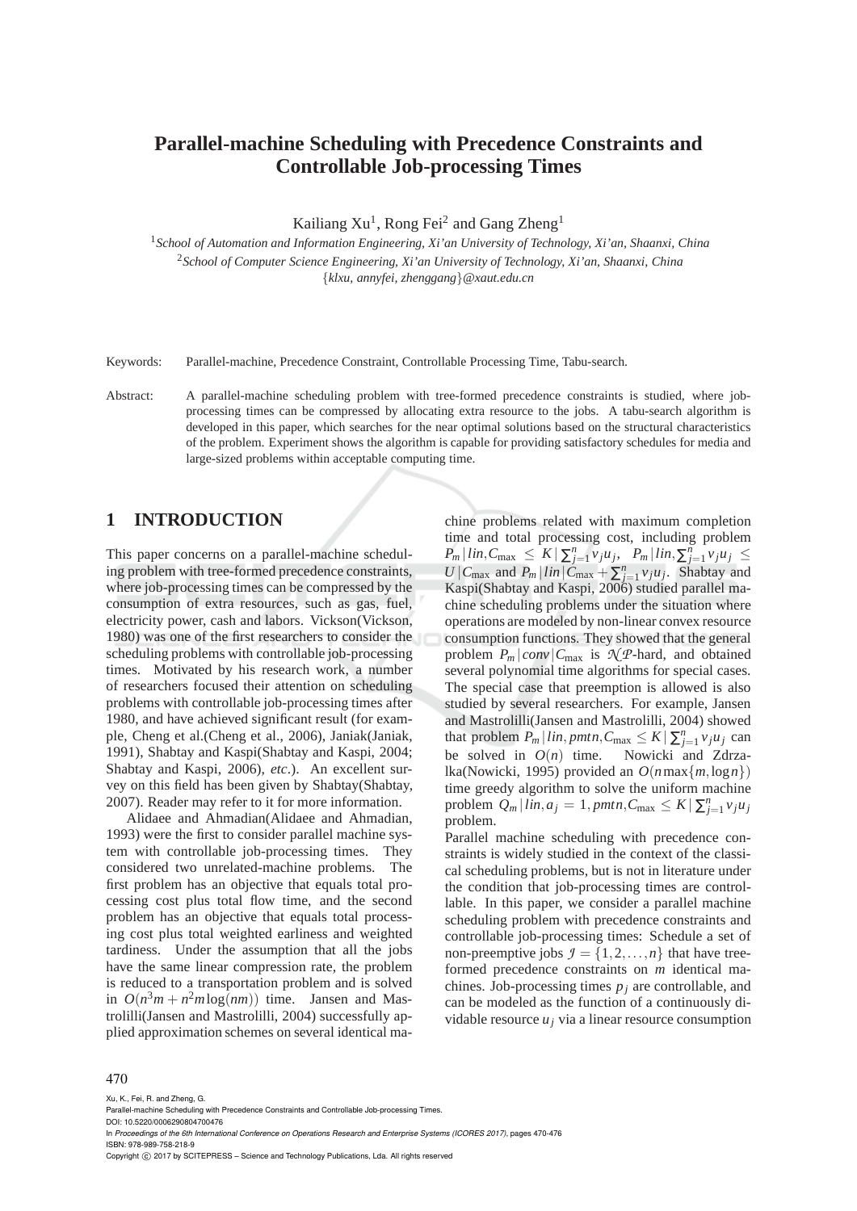# Parallel-machine Scheduling with Precedence Constraints and Controllable Job-processing Times

Kailiang Xu[1], Rong Fei[2] and Gang Zheng[1]

[1]*School of Automation and Information Engineering, Xi'an University of Technology, Xi'an, Shaanxi, China*
[2]*School of Computer Science Engineering, Xi'an University of Technology, Xi'an, Shaanxi, China*
{*klxu, annyfei, zhenggang*}*@xaut.edu.cn*

Keywords: Parallel-machine, Precedence Constraint, Controllable Processing Time, Tabu-search.

Abstract: A parallel-machine scheduling problem with tree-formed precedence constraints is studied, where job-processing times can be compressed by allocating extra resource to the jobs. A tabu-search algorithm is developed in this paper, which searches for the near optimal solutions based on the structural characteristics of the problem. Experiment shows the algorithm is capable for providing satisfactory schedules for media and large-sized problems within acceptable computing time.

## 1 INTRODUCTION

This paper concerns on a parallel-machine scheduling problem with tree-formed precedence constraints, where job-processing times can be compressed by the consumption of extra resources, such as gas, fuel, electricity power, cash and labors. Vickson(Vickson, 1980) was one of the first researchers to consider the scheduling problems with controllable job-processing times. Motivated by his research work, a number of researchers focused their attention on scheduling problems with controllable job-processing times after 1980, and have achieved significant result (for example, Cheng et al.(Cheng et al., 2006), Janiak(Janiak, 1991), Shabtay and Kaspi(Shabtay and Kaspi, 2004; Shabtay and Kaspi, 2006), *etc.*). An excellent survey on this field has been given by Shabtay(Shabtay, 2007). Reader may refer to it for more information.

Alidaee and Ahmadian(Alidaee and Ahmadian, 1993) were the first to consider parallel machine system with controllable job-processing times. They considered two unrelated-machine problems. The first problem has an objective that equals total processing cost plus total flow time, and the second problem has an objective that equals total processing cost plus total weighted earliness and weighted tardiness. Under the assumption that all the jobs have the same linear compression rate, the problem is reduced to a transportation problem and is solved in $O(n^3m + n^2m\log(nm))$ time. Jansen and Mastrolilli(Jansen and Mastrolilli, 2004) successfully applied approximation schemes on several identical machine problems related with maximum completion time and total processing cost, including problem $P_m|lin, C_{\max} \leq K|\sum_{j=1}^{n} v_j u_j$, $P_m|lin, \sum_{j=1}^{n} v_j u_j \leq U|C_{\max}$ and $P_m|lin|C_{\max} + \sum_{j=1}^{n} v_j u_j$. Shabtay and Kaspi(Shabtay and Kaspi, 2006) studied parallel machine scheduling problems under the situation where operations are modeled by non-linear convex resource consumption functions. They showed that the general problem $P_m|conv|C_{\max}$ is $\mathcal{NP}$-hard, and obtained several polynomial time algorithms for special cases. The special case that preemption is allowed is also studied by several researchers. For example, Jansen and Mastrolilli(Jansen and Mastrolilli, 2004) showed that problem $P_m|lin, pmtn, C_{\max} \leq K|\sum_{j=1}^{n} v_j u_j$ can be solved in $O(n)$ time. Nowicki and Zdrzalka(Nowicki, 1995) provided an $O(n\max\{m, \log n\})$ time greedy algorithm to solve the uniform machine problem $Q_m|lin, a_j = 1, pmtn, C_{\max} \leq K|\sum_{j=1}^{n} v_j u_j$ problem.

Parallel machine scheduling with precedence constraints is widely studied in the context of the classical scheduling problems, but is not in literature under the condition that job-processing times are controllable. In this paper, we consider a parallel machine scheduling problem with precedence constraints and controllable job-processing times: Schedule a set of non-preemptive jobs $\mathcal{J} = \{1, 2, \ldots, n\}$ that have tree-formed precedence constraints on $m$ identical machines. Job-processing times $p_j$ are controllable, and can be modeled as the function of a continuously dividable resource $u_j$ via a linear resource consumption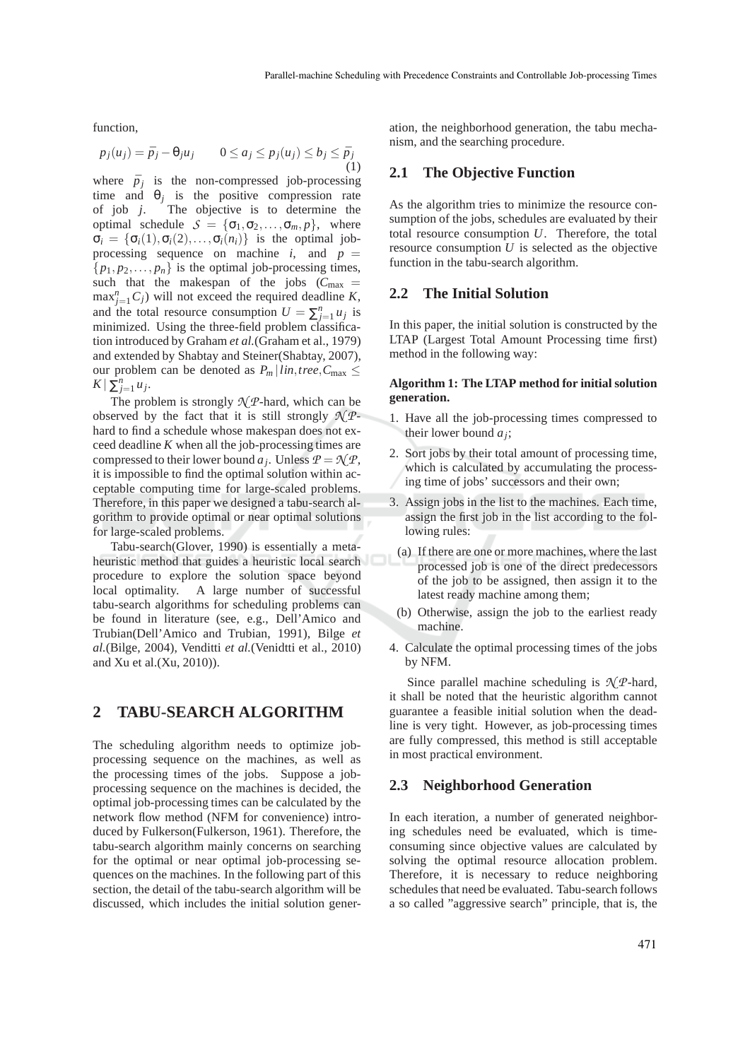function,

$$p_j(u_j) = \bar{p}_j - \theta_j u_j \qquad 0 \leq a_j \leq p_j(u_j) \leq b_j \leq \bar{p}_j \tag{1}$$

where $\bar{p}_j$ is the non-compressed job-processing time and $\theta_j$ is the positive compression rate of job $j$. The objective is to determine the optimal schedule $\mathcal{S} = \{\sigma_1, \sigma_2, \ldots, \sigma_m, p\}$, where $\sigma_i = \{\sigma_i(1), \sigma_i(2), \ldots, \sigma_i(n_i)\}$ is the optimal job-processing sequence on machine $i$, and $p = \{p_1, p_2, \ldots, p_n\}$ is the optimal job-processing times, such that the makespan of the jobs ($C_{\max} = \max_{j=1}^{n} C_j$) will not exceed the required deadline $K$, and the total resource consumption $U = \sum_{j=1}^{n} u_j$ is minimized. Using the three-field problem classification introduced by Graham *et al.*(Graham et al., 1979) and extended by Shabtay and Steiner(Shabtay, 2007), our problem can be denoted as $P_m | lin, tree, C_{\max} \leq K | \sum_{j=1}^{n} u_j$.

The problem is strongly $\mathcal{NP}$-hard, which can be observed by the fact that it is still strongly $\mathcal{NP}$-hard to find a schedule whose makespan does not exceed deadline $K$ when all the job-processing times are compressed to their lower bound $a_j$. Unless $\mathcal{P} = \mathcal{NP}$, it is impossible to find the optimal solution within acceptable computing time for large-scaled problems. Therefore, in this paper we designed a tabu-search algorithm to provide optimal or near optimal solutions for large-scaled problems.

Tabu-search(Glover, 1990) is essentially a meta-heuristic method that guides a heuristic local search procedure to explore the solution space beyond local optimality. A large number of successful tabu-search algorithms for scheduling problems can be found in literature (see, e.g., Dell'Amico and Trubian(Dell'Amico and Trubian, 1991), Bilge *et al.*(Bilge, 2004), Venditti *et al.*(Venidtti et al., 2010) and Xu et al.(Xu, 2010)).

# 2 TABU-SEARCH ALGORITHM

The scheduling algorithm needs to optimize job-processing sequence on the machines, as well as the processing times of the jobs. Suppose a job-processing sequence on the machines is decided, the optimal job-processing times can be calculated by the network flow method (NFM for convenience) introduced by Fulkerson(Fulkerson, 1961). Therefore, the tabu-search algorithm mainly concerns on searching for the optimal or near optimal job-processing sequences on the machines. In the following part of this section, the detail of the tabu-search algorithm will be discussed, which includes the initial solution generation, the neighborhood generation, the tabu mechanism, and the searching procedure.

## 2.1 The Objective Function

As the algorithm tries to minimize the resource consumption of the jobs, schedules are evaluated by their total resource consumption $U$. Therefore, the total resource consumption $U$ is selected as the objective function in the tabu-search algorithm.

## 2.2 The Initial Solution

In this paper, the initial solution is constructed by the LTAP (Largest Total Amount Processing time first) method in the following way:

**Algorithm 1: The LTAP method for initial solution generation.**

1. Have all the job-processing times compressed to their lower bound $a_j$;
2. Sort jobs by their total amount of processing time, which is calculated by accumulating the processing time of jobs' successors and their own;
3. Assign jobs in the list to the machines. Each time, assign the first job in the list according to the following rules:
   (a) If there are one or more machines, where the last processed job is one of the direct predecessors of the job to be assigned, then assign it to the latest ready machine among them;
   (b) Otherwise, assign the job to the earliest ready machine.
4. Calculate the optimal processing times of the jobs by NFM.

Since parallel machine scheduling is $\mathcal{NP}$-hard, it shall be noted that the heuristic algorithm cannot guarantee a feasible initial solution when the deadline is very tight. However, as job-processing times are fully compressed, this method is still acceptable in most practical environment.

## 2.3 Neighborhood Generation

In each iteration, a number of generated neighboring schedules need be evaluated, which is time-consuming since objective values are calculated by solving the optimal resource allocation problem. Therefore, it is necessary to reduce neighboring schedules that need be evaluated. Tabu-search follows a so called "aggressive search" principle, that is, the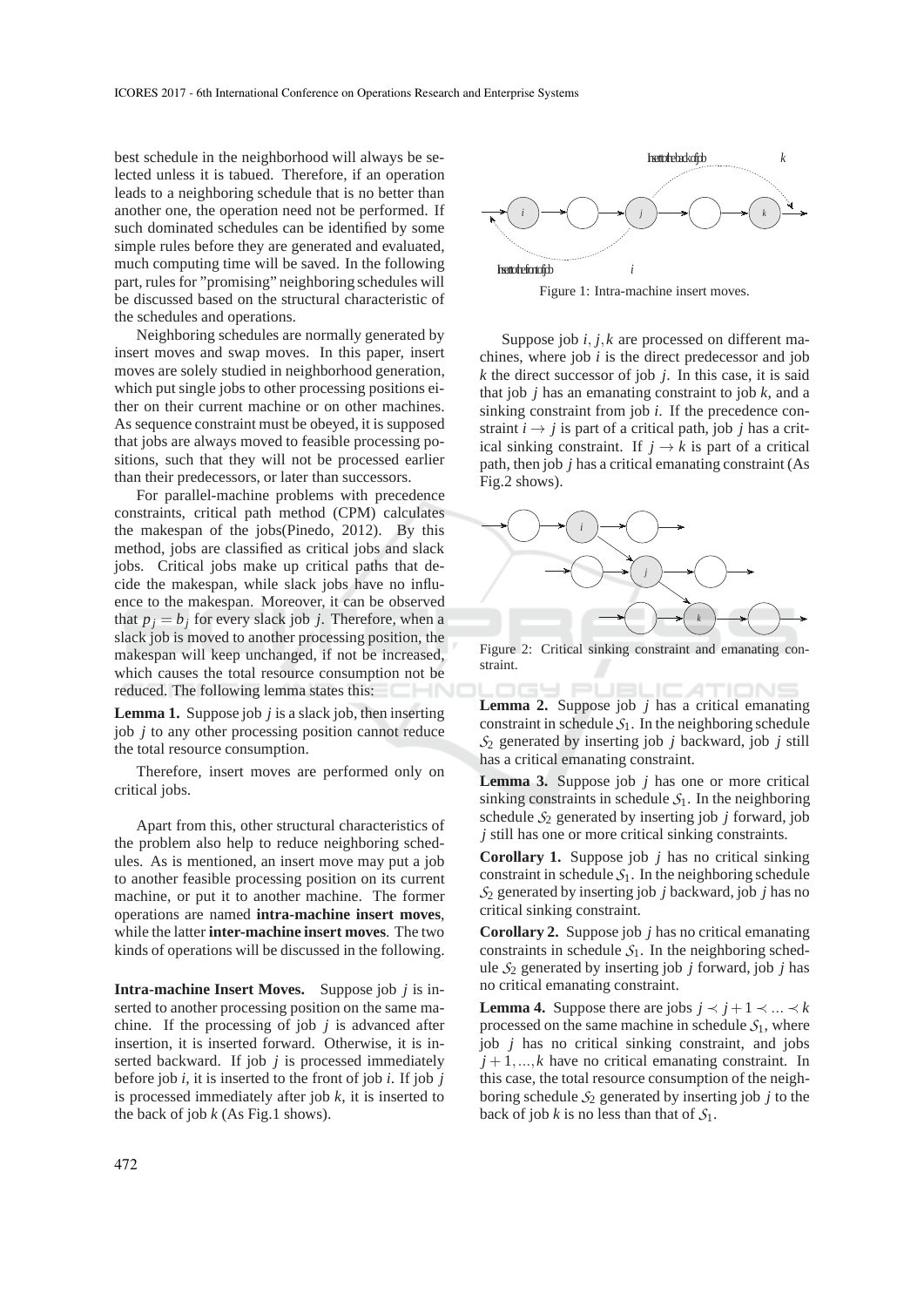best schedule in the neighborhood will always be selected unless it is tabued. Therefore, if an operation leads to a neighboring schedule that is no better than another one, the operation need not be performed. If such dominated schedules can be identified by some simple rules before they are generated and evaluated, much computing time will be saved. In the following part, rules for "promising" neighboring schedules will be discussed based on the structural characteristic of the schedules and operations.

Neighboring schedules are normally generated by insert moves and swap moves. In this paper, insert moves are solely studied in neighborhood generation, which put single jobs to other processing positions either on their current machine or on other machines. As sequence constraint must be obeyed, it is supposed that jobs are always moved to feasible processing positions, such that they will not be processed earlier than their predecessors, or later than successors.

For parallel-machine problems with precedence constraints, critical path method (CPM) calculates the makespan of the jobs(Pinedo, 2012). By this method, jobs are classified as critical jobs and slack jobs. Critical jobs make up critical paths that decide the makespan, while slack jobs have no influence to the makespan. Moreover, it can be observed that $p_j = b_j$ for every slack job $j$. Therefore, when a slack job is moved to another processing position, the makespan will keep unchanged, if not be increased, which causes the total resource consumption not be reduced. The following lemma states this:

**Lemma 1.** Suppose job $j$ is a slack job, then inserting job $j$ to any other processing position cannot reduce the total resource consumption.

Therefore, insert moves are performed only on critical jobs.

Apart from this, other structural characteristics of the problem also help to reduce neighboring schedules. As is mentioned, an insert move may put a job to another feasible processing position on its current machine, or put it to another machine. The former operations are named **intra-machine insert moves**, while the latter **inter-machine insert moves**. The two kinds of operations will be discussed in the following.

**Intra-machine Insert Moves.** Suppose job $j$ is inserted to another processing position on the same machine. If the processing of job $j$ is advanced after insertion, it is inserted forward. Otherwise, it is inserted backward. If job $j$ is processed immediately before job $i$, it is inserted to the front of job $i$. If job $j$ is processed immediately after job $k$, it is inserted to the back of job $k$ (As Fig.1 shows).

Figure 1: Intra-machine insert moves.

Suppose job $i, j, k$ are processed on different machines, where job $i$ is the direct predecessor and job $k$ the direct successor of job $j$. In this case, it is said that job $j$ has an emanating constraint to job $k$, and a sinking constraint from job $i$. If the precedence constraint $i \rightarrow j$ is part of a critical path, job $j$ has a critical sinking constraint. If $j \rightarrow k$ is part of a critical path, then job $j$ has a critical emanating constraint (As Fig.2 shows).

Figure 2: Critical sinking constraint and emanating constraint.

**Lemma 2.** Suppose job $j$ has a critical emanating constraint in schedule $\mathcal{S}_1$. In the neighboring schedule $\mathcal{S}_2$ generated by inserting job $j$ backward, job $j$ still has a critical emanating constraint.

**Lemma 3.** Suppose job $j$ has one or more critical sinking constraints in schedule $\mathcal{S}_1$. In the neighboring schedule $\mathcal{S}_2$ generated by inserting job $j$ forward, job $j$ still has one or more critical sinking constraints.

**Corollary 1.** Suppose job $j$ has no critical sinking constraint in schedule $\mathcal{S}_1$. In the neighboring schedule $\mathcal{S}_2$ generated by inserting job $j$ backward, job $j$ has no critical sinking constraint.

**Corollary 2.** Suppose job $j$ has no critical emanating constraints in schedule $\mathcal{S}_1$. In the neighboring schedule $\mathcal{S}_2$ generated by inserting job $j$ forward, job $j$ has no critical emanating constraint.

**Lemma 4.** Suppose there are jobs $j \prec j+1 \prec ... \prec k$ processed on the same machine in schedule $\mathcal{S}_1$, where job $j$ has no critical sinking constraint, and jobs $j+1, ..., k$ have no critical emanating constraint. In this case, the total resource consumption of the neighboring schedule $\mathcal{S}_2$ generated by inserting job $j$ to the back of job $k$ is no less than that of $\mathcal{S}_1$.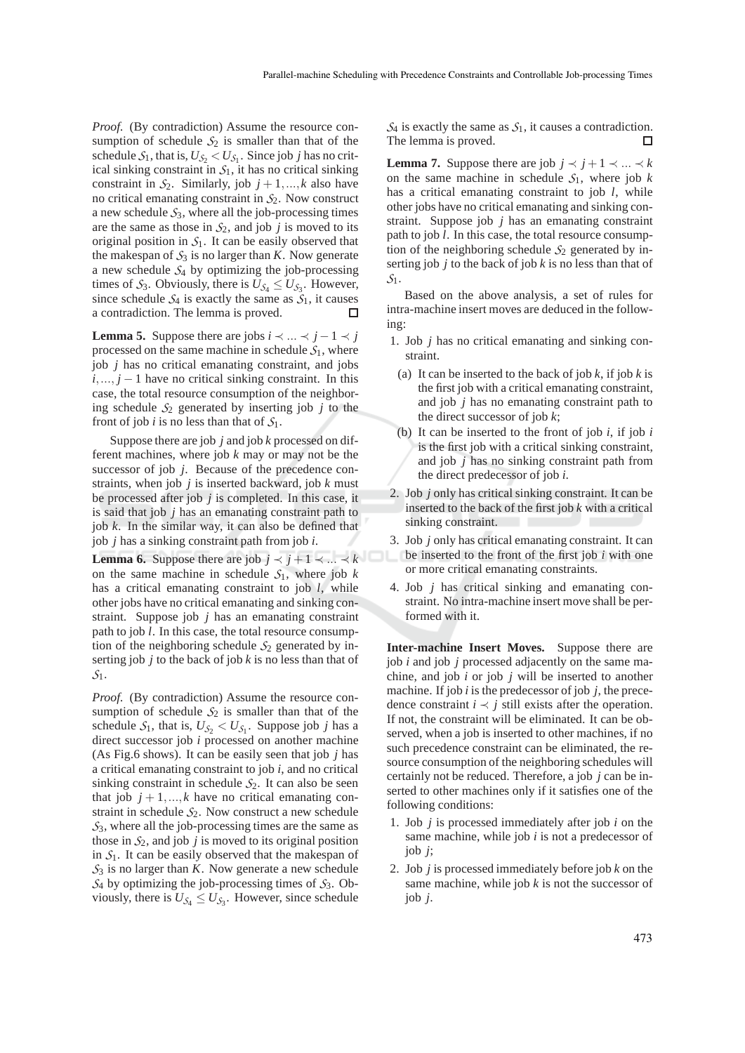*Proof.* (By contradiction) Assume the resource consumption of schedule $\mathcal{S}_2$ is smaller than that of the schedule $\mathcal{S}_1$, that is, $U_{\mathcal{S}_2} < U_{\mathcal{S}_1}$. Since job $j$ has no critical sinking constraint in $\mathcal{S}_1$, it has no critical sinking constraint in $\mathcal{S}_2$. Similarly, job $j+1,...,k$ also have no critical emanating constraint in $\mathcal{S}_2$. Now construct a new schedule $\mathcal{S}_3$, where all the job-processing times are the same as those in $\mathcal{S}_2$, and job $j$ is moved to its original position in $\mathcal{S}_1$. It can be easily observed that the makespan of $\mathcal{S}_3$ is no larger than $K$. Now generate a new schedule $\mathcal{S}_4$ by optimizing the job-processing times of $\mathcal{S}_3$. Obviously, there is $U_{\mathcal{S}_4} \leq U_{\mathcal{S}_3}$. However, since schedule $\mathcal{S}_4$ is exactly the same as $\mathcal{S}_1$, it causes a contradiction. The lemma is proved. □

**Lemma 5.** Suppose there are jobs $i \prec ... \prec j-1 \prec j$ processed on the same machine in schedule $\mathcal{S}_1$, where job $j$ has no critical emanating constraint, and jobs $i,...,j-1$ have no critical sinking constraint. In this case, the total resource consumption of the neighboring schedule $\mathcal{S}_2$ generated by inserting job $j$ to the front of job $i$ is no less than that of $\mathcal{S}_1$.

Suppose there are job $j$ and job $k$ processed on different machines, where job $k$ may or may not be the successor of job $j$. Because of the precedence constraints, when job $j$ is inserted backward, job $k$ must be processed after job $j$ is completed. In this case, it is said that job $j$ has an emanating constraint path to job $k$. In the similar way, it can also be defined that job $j$ has a sinking constraint path from job $i$.

**Lemma 6.** Suppose there are job $j \prec j+1 \prec ... \prec k$ on the same machine in schedule $\mathcal{S}_1$, where job $k$ has a critical emanating constraint to job $l$, while other jobs have no critical emanating and sinking constraint. Suppose job $j$ has an emanating constraint path to job $l$. In this case, the total resource consumption of the neighboring schedule $\mathcal{S}_2$ generated by inserting job $j$ to the back of job $k$ is no less than that of $\mathcal{S}_1$.

*Proof.* (By contradiction) Assume the resource consumption of schedule $\mathcal{S}_2$ is smaller than that of the schedule $\mathcal{S}_1$, that is, $U_{\mathcal{S}_2} < U_{\mathcal{S}_1}$. Suppose job $j$ has a direct successor job $i$ processed on another machine (As Fig.6 shows). It can be easily seen that job $j$ has a critical emanating constraint to job $i$, and no critical sinking constraint in schedule $\mathcal{S}_2$. It can also be seen that job $j+1,...,k$ have no critical emanating constraint in schedule $\mathcal{S}_2$. Now construct a new schedule $\mathcal{S}_3$, where all the job-processing times are the same as those in $\mathcal{S}_2$, and job $j$ is moved to its original position in $\mathcal{S}_1$. It can be easily observed that the makespan of $\mathcal{S}_3$ is no larger than $K$. Now generate a new schedule $\mathcal{S}_4$ by optimizing the job-processing times of $\mathcal{S}_3$. Obviously, there is $U_{\mathcal{S}_4} \leq U_{\mathcal{S}_3}$. However, since schedule $\mathcal{S}_4$ is exactly the same as $\mathcal{S}_1$, it causes a contradiction. The lemma is proved. □

**Lemma 7.** Suppose there are job $j \prec j+1 \prec ... \prec k$ on the same machine in schedule $\mathcal{S}_1$, where job $k$ has a critical emanating constraint to job $l$, while other jobs have no critical emanating and sinking constraint. Suppose job $j$ has an emanating constraint path to job $l$. In this case, the total resource consumption of the neighboring schedule $\mathcal{S}_2$ generated by inserting job $j$ to the back of job $k$ is no less than that of $\mathcal{S}_1$.

Based on the above analysis, a set of rules for intra-machine insert moves are deduced in the following:

1. Job $j$ has no critical emanating and sinking constraint.
   (a) It can be inserted to the back of job $k$, if job $k$ is the first job with a critical emanating constraint, and job $j$ has no emanating constraint path to the direct successor of job $k$;
   (b) It can be inserted to the front of job $i$, if job $i$ is the first job with a critical sinking constraint, and job $j$ has no sinking constraint path from the direct predecessor of job $i$.
2. Job $j$ only has critical sinking constraint. It can be inserted to the back of the first job $k$ with a critical sinking constraint.
3. Job $j$ only has critical emanating constraint. It can be inserted to the front of the first job $i$ with one or more critical emanating constraints.
4. Job $j$ has critical sinking and emanating constraint. No intra-machine insert move shall be performed with it.

**Inter-machine Insert Moves.** Suppose there are job $i$ and job $j$ processed adjacently on the same machine, and job $i$ or job $j$ will be inserted to another machine. If job $i$ is the predecessor of job $j$, the precedence constraint $i \prec j$ still exists after the operation. If not, the constraint will be eliminated. It can be observed, when a job is inserted to other machines, if no such precedence constraint can be eliminated, the resource consumption of the neighboring schedules will certainly not be reduced. Therefore, a job $j$ can be inserted to other machines only if it satisfies one of the following conditions:

1. Job $j$ is processed immediately after job $i$ on the same machine, while job $i$ is not a predecessor of job $j$;
2. Job $j$ is processed immediately before job $k$ on the same machine, while job $k$ is not the successor of job $j$.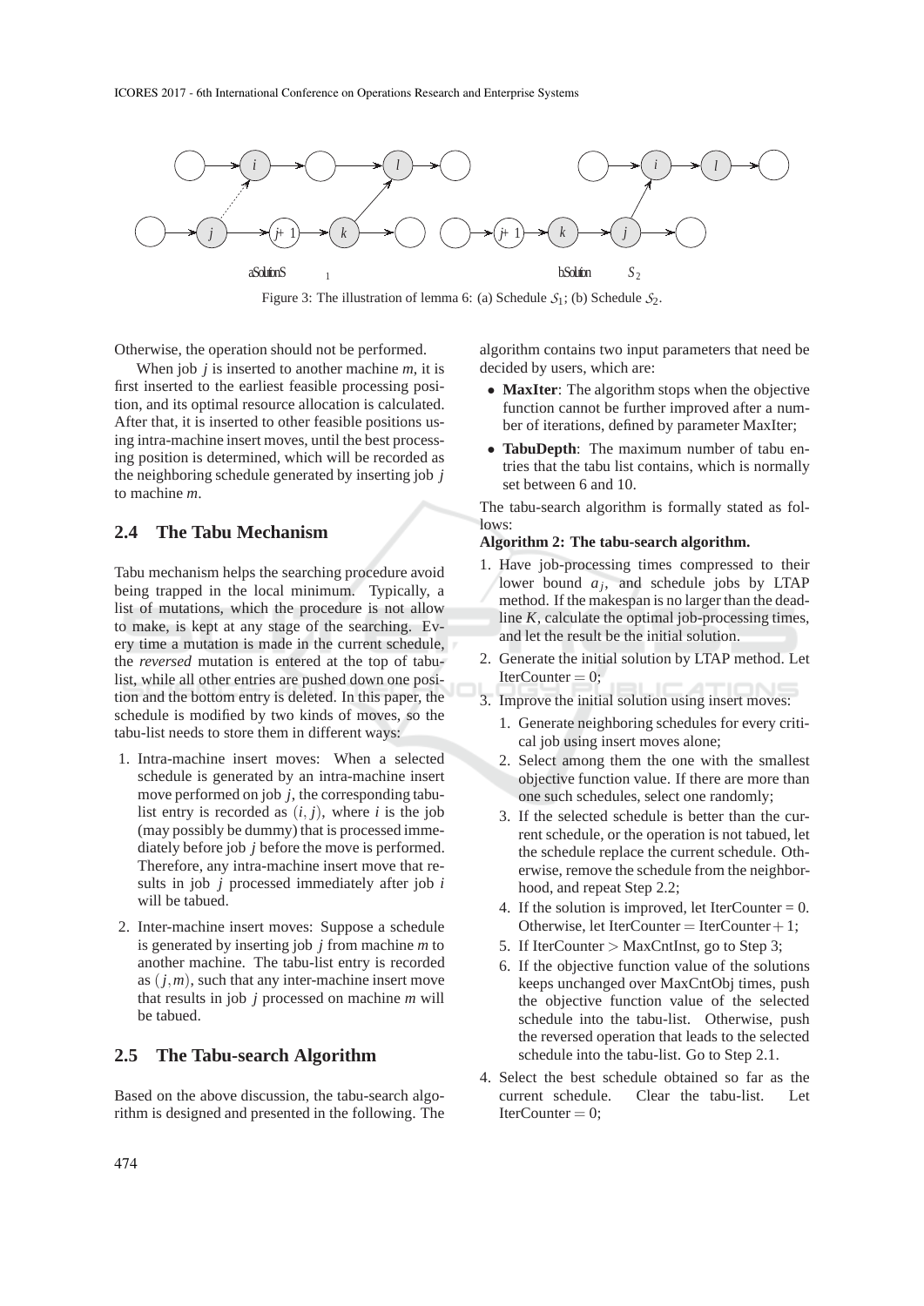Figure 3: The illustration of lemma 6: (a) Schedule $\mathcal{S}_1$; (b) Schedule $\mathcal{S}_2$.

Otherwise, the operation should not be performed.

When job $j$ is inserted to another machine $m$, it is first inserted to the earliest feasible processing position, and its optimal resource allocation is calculated. After that, it is inserted to other feasible positions using intra-machine insert moves, until the best processing position is determined, which will be recorded as the neighboring schedule generated by inserting job $j$ to machine $m$.

## 2.4 The Tabu Mechanism

Tabu mechanism helps the searching procedure avoid being trapped in the local minimum. Typically, a list of mutations, which the procedure is not allow to make, is kept at any stage of the searching. Every time a mutation is made in the current schedule, the *reversed* mutation is entered at the top of tabu-list, while all other entries are pushed down one position and the bottom entry is deleted. In this paper, the schedule is modified by two kinds of moves, so the tabu-list needs to store them in different ways:

1. Intra-machine insert moves: When a selected schedule is generated by an intra-machine insert move performed on job $j$, the corresponding tabu-list entry is recorded as $(i, j)$, where $i$ is the job (may possibly be dummy) that is processed immediately before job $j$ before the move is performed. Therefore, any intra-machine insert move that results in job $j$ processed immediately after job $i$ will be tabued.
2. Inter-machine insert moves: Suppose a schedule is generated by inserting job $j$ from machine $m$ to another machine. The tabu-list entry is recorded as $(j, m)$, such that any inter-machine insert move that results in job $j$ processed on machine $m$ will be tabued.

## 2.5 The Tabu-search Algorithm

Based on the above discussion, the tabu-search algorithm is designed and presented in the following. The algorithm contains two input parameters that need be decided by users, which are:

- **MaxIter**: The algorithm stops when the objective function cannot be further improved after a number of iterations, defined by parameter MaxIter;
- **TabuDepth**: The maximum number of tabu entries that the tabu list contains, which is normally set between 6 and 10.

The tabu-search algorithm is formally stated as follows:

**Algorithm 2: The tabu-search algorithm.**

1. Have job-processing times compressed to their lower bound $a_j$, and schedule jobs by LTAP method. If the makespan is no larger than the deadline $K$, calculate the optimal job-processing times, and let the result be the initial solution.
2. Generate the initial solution by LTAP method. Let IterCounter $= 0$;
3. Improve the initial solution using insert moves:
   1. Generate neighboring schedules for every critical job using insert moves alone;
   2. Select among them the one with the smallest objective function value. If there are more than one such schedules, select one randomly;
   3. If the selected schedule is better than the current schedule, or the operation is not tabued, let the schedule replace the current schedule. Otherwise, remove the schedule from the neighborhood, and repeat Step 2.2;
   4. If the solution is improved, let IterCounter = 0. Otherwise, let IterCounter $=$ IterCounter $+ 1$;
   5. If IterCounter $>$ MaxCntInst, go to Step 3;
   6. If the objective function value of the solutions keeps unchanged over MaxCntObj times, push the objective function value of the selected schedule into the tabu-list. Otherwise, push the reversed operation that leads to the selected schedule into the tabu-list. Go to Step 2.1.
4. Select the best schedule obtained so far as the current schedule. Clear the tabu-list. Let IterCounter $= 0$;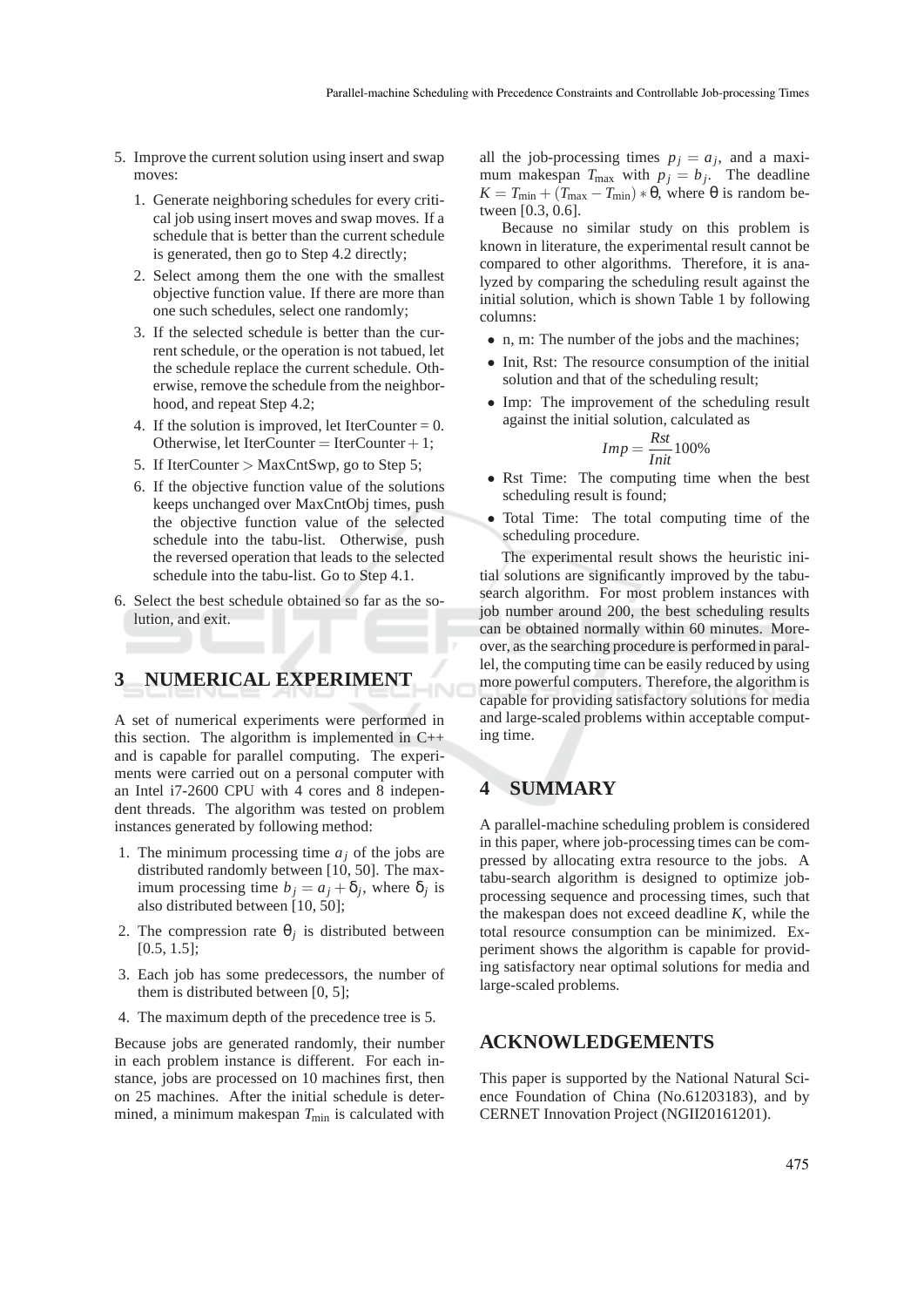5. Improve the current solution using insert and swap moves:
   1. Generate neighboring schedules for every critical job using insert moves and swap moves. If a schedule that is better than the current schedule is generated, then go to Step 4.2 directly;
   2. Select among them the one with the smallest objective function value. If there are more than one such schedules, select one randomly;
   3. If the selected schedule is better than the current schedule, or the operation is not tabued, let the schedule replace the current schedule. Otherwise, remove the schedule from the neighborhood, and repeat Step 4.2;
   4. If the solution is improved, let IterCounter = 0. Otherwise, let IterCounter = IterCounter + 1;
   5. If IterCounter > MaxCntSwp, go to Step 5;
   6. If the objective function value of the solutions keeps unchanged over MaxCntObj times, push the objective function value of the selected schedule into the tabu-list. Otherwise, push the reversed operation that leads to the selected schedule into the tabu-list. Go to Step 4.1.
6. Select the best schedule obtained so far as the solution, and exit.

## 3 NUMERICAL EXPERIMENT

A set of numerical experiments were performed in this section. The algorithm is implemented in C++ and is capable for parallel computing. The experiments were carried out on a personal computer with an Intel i7-2600 CPU with 4 cores and 8 independent threads. The algorithm was tested on problem instances generated by following method:

1. The minimum processing time $a_j$ of the jobs are distributed randomly between [10, 50]. The maximum processing time $b_j = a_j + \delta_j$, where $\delta_j$ is also distributed between [10, 50];
2. The compression rate $\theta_j$ is distributed between [0.5, 1.5];
3. Each job has some predecessors, the number of them is distributed between [0, 5];
4. The maximum depth of the precedence tree is 5.

Because jobs are generated randomly, their number in each problem instance is different. For each instance, jobs are processed on 10 machines first, then on 25 machines. After the initial schedule is determined, a minimum makespan $T_{\min}$ is calculated with all the job-processing times $p_j = a_j$, and a maximum makespan $T_{\max}$ with $p_j = b_j$. The deadline $K = T_{\min} + (T_{\max} - T_{\min}) * \theta$, where $\theta$ is random between [0.3, 0.6].

Because no similar study on this problem is known in literature, the experimental result cannot be compared to other algorithms. Therefore, it is analyzed by comparing the scheduling result against the initial solution, which is shown Table 1 by following columns:

- n, m: The number of the jobs and the machines;
- Init, Rst: The resource consumption of the initial solution and that of the scheduling result;
- Imp: The improvement of the scheduling result against the initial solution, calculated as

$$Imp = \frac{Rst}{Init} 100\%$$

- Rst Time: The computing time when the best scheduling result is found;
- Total Time: The total computing time of the scheduling procedure.

The experimental result shows the heuristic initial solutions are significantly improved by the tabu-search algorithm. For most problem instances with job number around 200, the best scheduling results can be obtained normally within 60 minutes. Moreover, as the searching procedure is performed in parallel, the computing time can be easily reduced by using more powerful computers. Therefore, the algorithm is capable for providing satisfactory solutions for media and large-scaled problems within acceptable computing time.

## 4 SUMMARY

A parallel-machine scheduling problem is considered in this paper, where job-processing times can be compressed by allocating extra resource to the jobs. A tabu-search algorithm is designed to optimize job-processing sequence and processing times, such that the makespan does not exceed deadline $K$, while the total resource consumption can be minimized. Experiment shows the algorithm is capable for providing satisfactory near optimal solutions for media and large-scaled problems.

## ACKNOWLEDGEMENTS

This paper is supported by the National Natural Science Foundation of China (No.61203183), and by CERNET Innovation Project (NGII20161201).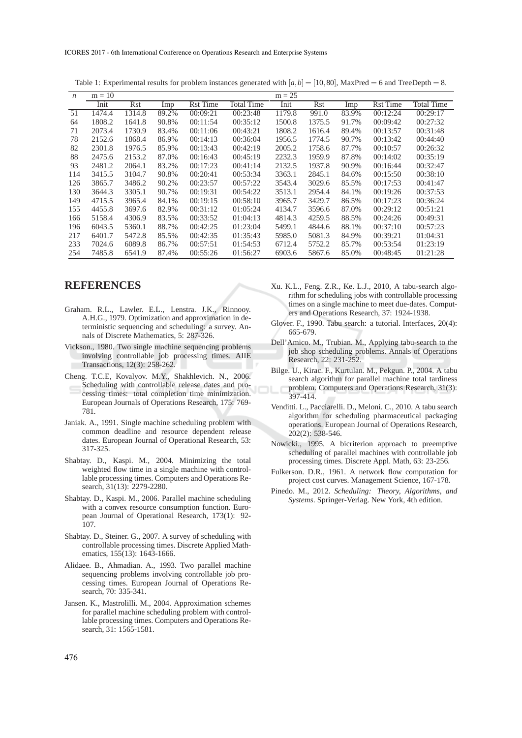Table 1: Experimental results for problem instances generated with $[a,b] = [10,80]$, MaxPred = 6 and TreeDepth = 8.

| $n$ | m = 10 | | | | | m = 25 | | | | |
|---|---|---|---|---|---|---|---|---|---|---|
| | Init | Rst | Imp | Rst Time | Total Time | Init | Rst | Imp | Rst Time | Total Time |
| 51 | 1474.4 | 1314.8 | 89.2% | 00:09:21 | 00:23:48 | 1179.8 | 991.0 | 83.9% | 00:12:24 | 00:29:17 |
| 64 | 1808.2 | 1641.8 | 90.8% | 00:11:54 | 00:35:12 | 1500.8 | 1375.5 | 91.7% | 00:09:42 | 00:27:32 |
| 71 | 2073.4 | 1730.9 | 83.4% | 00:11:06 | 00:43:21 | 1808.2 | 1616.4 | 89.4% | 00:13:57 | 00:31:48 |
| 78 | 2152.6 | 1868.4 | 86.9% | 00:14:13 | 00:36:04 | 1956.5 | 1774.5 | 90.7% | 00:13:42 | 00:44:40 |
| 82 | 2301.8 | 1976.5 | 85.9% | 00:13:43 | 00:42:19 | 2005.2 | 1758.6 | 87.7% | 00:10:57 | 00:26:32 |
| 88 | 2475.6 | 2153.2 | 87.0% | 00:16:43 | 00:45:19 | 2232.3 | 1959.9 | 87.8% | 00:14:02 | 00:35:19 |
| 93 | 2481.2 | 2064.1 | 83.2% | 00:17:23 | 00:41:14 | 2132.5 | 1937.8 | 90.9% | 00:16:44 | 00:32:47 |
| 114 | 3415.5 | 3104.7 | 90.8% | 00:20:41 | 00:53:34 | 3363.1 | 2845.1 | 84.6% | 00:15:50 | 00:38:10 |
| 126 | 3865.7 | 3486.2 | 90.2% | 00:23:57 | 00:57:22 | 3543.4 | 3029.6 | 85.5% | 00:17:53 | 00:41:47 |
| 130 | 3644.3 | 3305.1 | 90.7% | 00:19:31 | 00:54:22 | 3513.1 | 2954.4 | 84.1% | 00:19:26 | 00:37:53 |
| 149 | 4715.5 | 3965.4 | 84.1% | 00:19:15 | 00:58:10 | 3965.7 | 3429.7 | 86.5% | 00:17:23 | 00:36:24 |
| 155 | 4455.8 | 3697.6 | 82.9% | 00:31:12 | 01:05:24 | 4134.7 | 3596.6 | 87.0% | 00:29:12 | 00:51:21 |
| 166 | 5158.4 | 4306.9 | 83.5% | 00:33:52 | 01:04:13 | 4814.3 | 4259.5 | 88.5% | 00:24:26 | 00:49:31 |
| 196 | 6043.5 | 5360.1 | 88.7% | 00:42:25 | 01:23:04 | 5499.1 | 4844.6 | 88.1% | 00:37:10 | 00:57:23 |
| 217 | 6401.7 | 5472.8 | 85.5% | 00:42:35 | 01:35:43 | 5985.0 | 5081.3 | 84.9% | 00:39:21 | 01:04:31 |
| 233 | 7024.6 | 6089.8 | 86.7% | 00:57:51 | 01:54:53 | 6712.4 | 5752.2 | 85.7% | 00:53:54 | 01:23:19 |
| 254 | 7485.8 | 6541.9 | 87.4% | 00:55:26 | 01:56:27 | 6903.6 | 5867.6 | 85.0% | 00:48:45 | 01:21:28 |

## REFERENCES

Graham. R.L., Lawler. E.L., Lenstra. J.K., Rinnooy. A.H.G., 1979. Optimization and approximation in deterministic sequencing and scheduling: a survey. Annals of Discrete Mathematics, 5: 287-326.

Vickson., 1980. Two single machine sequencing problems involving controllable job processing times. AIIE Transactions, 12(3): 258-262.

Cheng. T.C.E, Kovalyov. M.Y., Shakhlevich. N., 2006. Scheduling with controllable release dates and processing times: total completion time minimization. European Journals of Operations Research, 175: 769-781.

Janiak. A., 1991. Single machine scheduling problem with common deadline and resource dependent release dates. European Journal of Operational Research, 53: 317-325.

Shabtay. D., Kaspi. M., 2004. Minimizing the total weighted flow time in a single machine with controllable processing times. Computers and Operations Research, 31(13): 2279-2280.

Shabtay. D., Kaspi. M., 2006. Parallel machine scheduling with a convex resource consumption function. European Journal of Operational Research, 173(1): 92-107.

Shabtay. D., Steiner. G., 2007. A survey of scheduling with controllable processing times. Discrete Applied Mathematics, 155(13): 1643-1666.

Alidaee. B., Ahmadian. A., 1993. Two parallel machine sequencing problems involving controllable job processing times. European Journal of Operations Research, 70: 335-341.

Jansen. K., Mastrolilli. M., 2004. Approximation schemes for parallel machine scheduling problem with controllable processing times. Computers and Operations Research, 31: 1565-1581.

Xu. K.L., Feng. Z.R., Ke. L.J., 2010, A tabu-search algorithm for scheduling jobs with controllable processing times on a single machine to meet due-dates. Computers and Operations Research, 37: 1924-1938.

Glover. F., 1990. Tabu search: a tutorial. Interfaces, 20(4): 665-679.

Dell'Amico. M., Trubian. M., Applying tabu-search to the job shop scheduling problems. Annals of Operations Research, 22: 231-252.

Bilge. U., Kirac. F., Kurtulan. M., Pekgun. P., 2004. A tabu search algorithm for parallel machine total tardiness problem. Computers and Operations Research, 31(3): 397-414.

Venditti. L., Pacciarelli. D., Meloni. C., 2010. A tabu search algorithm for scheduling pharmaceutical packaging operations. European Journal of Operations Research, 202(2): 538-546.

Nowicki., 1995. A bicriterion approach to preemptive scheduling of parallel machines with controllable job processing times. Discrete Appl. Math, 63: 23-256.

Fulkerson. D.R., 1961. A network flow computation for project cost curves. Management Science, 167-178.

Pinedo. M., 2012. *Scheduling: Theory, Algorithms, and Systems*. Springer-Verlag. New York, 4th edition.